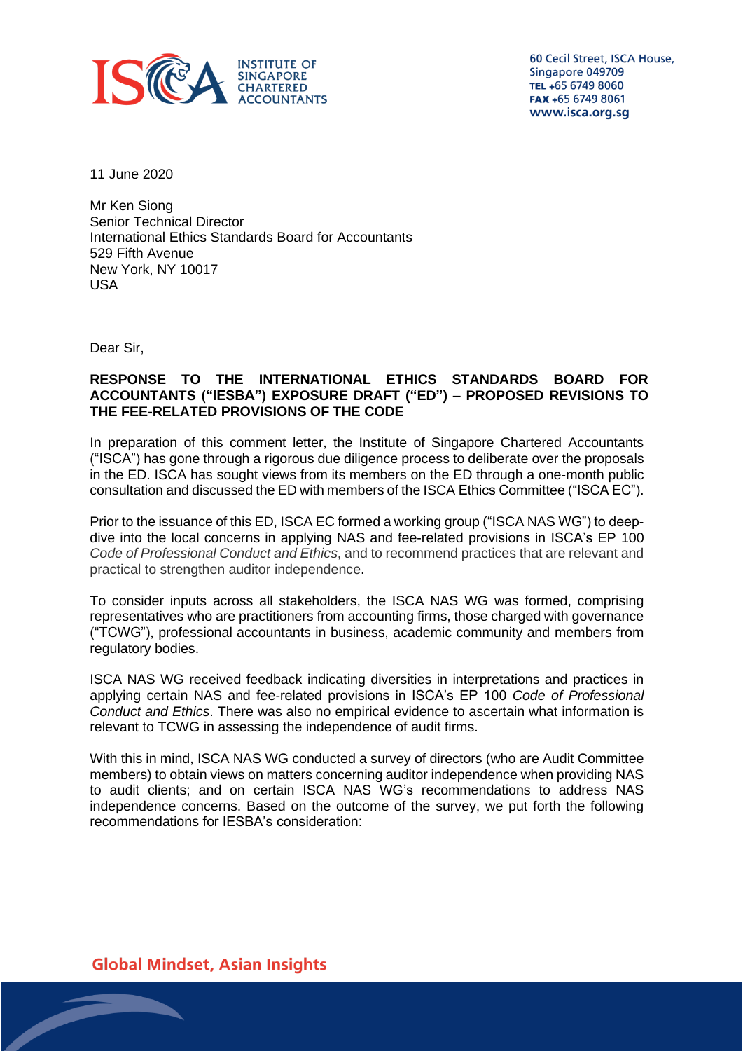INSTITUTE OF SINGAPORE CHARTERED ACCOUNTANTS

60 Cecil Street, ISCA House,
Singapore 049709
TEL +65 6749 8060
FAX +65 6749 8061
www.isca.org.sg

11 June 2020

Mr Ken Siong
Senior Technical Director
International Ethics Standards Board for Accountants
529 Fifth Avenue
New York, NY 10017
USA

Dear Sir,

**RESPONSE TO THE INTERNATIONAL ETHICS STANDARDS BOARD FOR ACCOUNTANTS ("IESBA") EXPOSURE DRAFT ("ED") – PROPOSED REVISIONS TO THE FEE-RELATED PROVISIONS OF THE CODE**

In preparation of this comment letter, the Institute of Singapore Chartered Accountants ("ISCA") has gone through a rigorous due diligence process to deliberate over the proposals in the ED. ISCA has sought views from its members on the ED through a one-month public consultation and discussed the ED with members of the ISCA Ethics Committee ("ISCA EC").

Prior to the issuance of this ED, ISCA EC formed a working group ("ISCA NAS WG") to deep-dive into the local concerns in applying NAS and fee-related provisions in ISCA's EP 100 *Code of Professional Conduct and Ethics*, and to recommend practices that are relevant and practical to strengthen auditor independence.

To consider inputs across all stakeholders, the ISCA NAS WG was formed, comprising representatives who are practitioners from accounting firms, those charged with governance ("TCWG"), professional accountants in business, academic community and members from regulatory bodies.

ISCA NAS WG received feedback indicating diversities in interpretations and practices in applying certain NAS and fee-related provisions in ISCA's EP 100 *Code of Professional Conduct and Ethics*. There was also no empirical evidence to ascertain what information is relevant to TCWG in assessing the independence of audit firms.

With this in mind, ISCA NAS WG conducted a survey of directors (who are Audit Committee members) to obtain views on matters concerning auditor independence when providing NAS to audit clients; and on certain ISCA NAS WG's recommendations to address NAS independence concerns. Based on the outcome of the survey, we put forth the following recommendations for IESBA's consideration:

Global Mindset, Asian Insights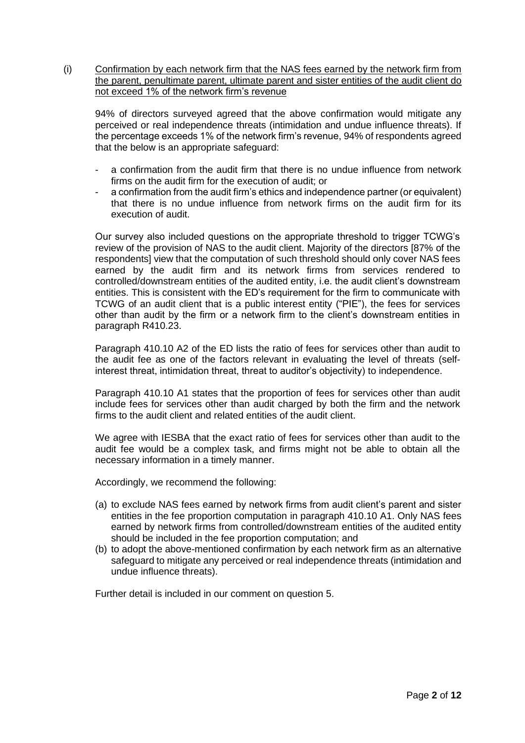(i) <u>Confirmation by each network firm that the NAS fees earned by the network firm from the parent, penultimate parent, ultimate parent and sister entities of the audit client do not exceed 1% of the network firm's revenue</u>

94% of directors surveyed agreed that the above confirmation would mitigate any perceived or real independence threats (intimidation and undue influence threats). If the percentage exceeds 1% of the network firm's revenue, 94% of respondents agreed that the below is an appropriate safeguard:

- a confirmation from the audit firm that there is no undue influence from network firms on the audit firm for the execution of audit; or
- a confirmation from the audit firm's ethics and independence partner (or equivalent) that there is no undue influence from network firms on the audit firm for its execution of audit.

Our survey also included questions on the appropriate threshold to trigger TCWG's review of the provision of NAS to the audit client. Majority of the directors [87% of the respondents] view that the computation of such threshold should only cover NAS fees earned by the audit firm and its network firms from services rendered to controlled/downstream entities of the audited entity, i.e. the audit client's downstream entities. This is consistent with the ED's requirement for the firm to communicate with TCWG of an audit client that is a public interest entity ("PIE"), the fees for services other than audit by the firm or a network firm to the client's downstream entities in paragraph R410.23.

Paragraph 410.10 A2 of the ED lists the ratio of fees for services other than audit to the audit fee as one of the factors relevant in evaluating the level of threats (self-interest threat, intimidation threat, threat to auditor's objectivity) to independence.

Paragraph 410.10 A1 states that the proportion of fees for services other than audit include fees for services other than audit charged by both the firm and the network firms to the audit client and related entities of the audit client.

We agree with IESBA that the exact ratio of fees for services other than audit to the audit fee would be a complex task, and firms might not be able to obtain all the necessary information in a timely manner.

Accordingly, we recommend the following:

(a) to exclude NAS fees earned by network firms from audit client's parent and sister entities in the fee proportion computation in paragraph 410.10 A1. Only NAS fees earned by network firms from controlled/downstream entities of the audited entity should be included in the fee proportion computation; and
(b) to adopt the above-mentioned confirmation by each network firm as an alternative safeguard to mitigate any perceived or real independence threats (intimidation and undue influence threats).

Further detail is included in our comment on question 5.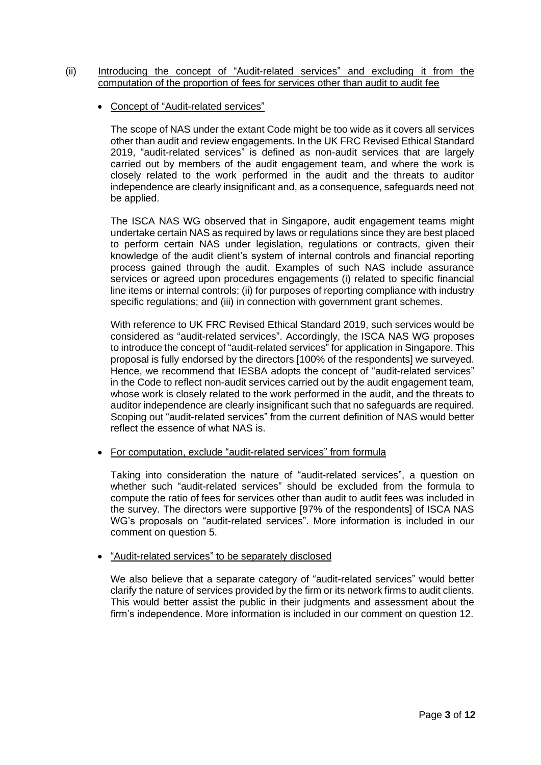(ii) <u>Introducing the concept of "Audit-related services" and excluding it from the computation of the proportion of fees for services other than audit to audit fee</u>

- <u>Concept of "Audit-related services"</u>

The scope of NAS under the extant Code might be too wide as it covers all services other than audit and review engagements. In the UK FRC Revised Ethical Standard 2019, "audit-related services" is defined as non-audit services that are largely carried out by members of the audit engagement team, and where the work is closely related to the work performed in the audit and the threats to auditor independence are clearly insignificant and, as a consequence, safeguards need not be applied.

The ISCA NAS WG observed that in Singapore, audit engagement teams might undertake certain NAS as required by laws or regulations since they are best placed to perform certain NAS under legislation, regulations or contracts, given their knowledge of the audit client's system of internal controls and financial reporting process gained through the audit. Examples of such NAS include assurance services or agreed upon procedures engagements (i) related to specific financial line items or internal controls; (ii) for purposes of reporting compliance with industry specific regulations; and (iii) in connection with government grant schemes.

With reference to UK FRC Revised Ethical Standard 2019, such services would be considered as "audit-related services". Accordingly, the ISCA NAS WG proposes to introduce the concept of "audit-related services" for application in Singapore. This proposal is fully endorsed by the directors [100% of the respondents] we surveyed. Hence, we recommend that IESBA adopts the concept of "audit-related services" in the Code to reflect non-audit services carried out by the audit engagement team, whose work is closely related to the work performed in the audit, and the threats to auditor independence are clearly insignificant such that no safeguards are required. Scoping out "audit-related services" from the current definition of NAS would better reflect the essence of what NAS is.

- <u>For computation, exclude "audit-related services" from formula</u>

Taking into consideration the nature of "audit-related services", a question on whether such "audit-related services" should be excluded from the formula to compute the ratio of fees for services other than audit to audit fees was included in the survey. The directors were supportive [97% of the respondents] of ISCA NAS WG's proposals on "audit-related services". More information is included in our comment on question 5.

- <u>"Audit-related services" to be separately disclosed</u>

We also believe that a separate category of "audit-related services" would better clarify the nature of services provided by the firm or its network firms to audit clients. This would better assist the public in their judgments and assessment about the firm's independence. More information is included in our comment on question 12.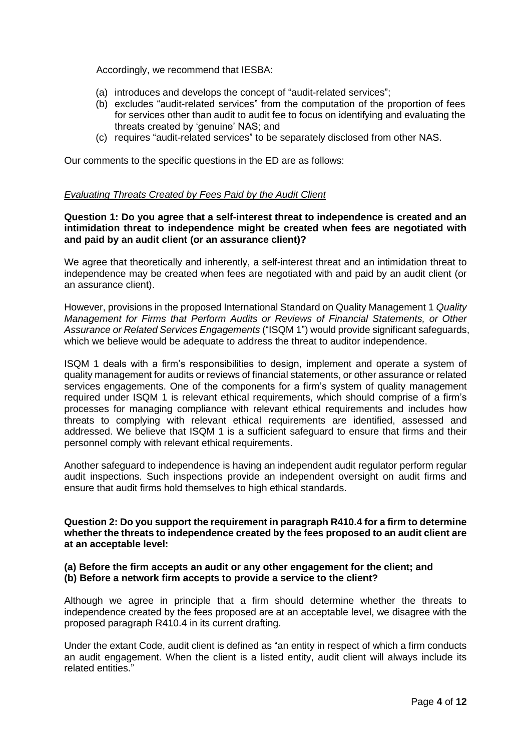Accordingly, we recommend that IESBA:

(a) introduces and develops the concept of "audit-related services";
(b) excludes "audit-related services" from the computation of the proportion of fees for services other than audit to audit fee to focus on identifying and evaluating the threats created by 'genuine' NAS; and
(c) requires "audit-related services" to be separately disclosed from other NAS.

Our comments to the specific questions in the ED are as follows:

*Evaluating Threats Created by Fees Paid by the Audit Client*

**Question 1: Do you agree that a self-interest threat to independence is created and an intimidation threat to independence might be created when fees are negotiated with and paid by an audit client (or an assurance client)?**

We agree that theoretically and inherently, a self-interest threat and an intimidation threat to independence may be created when fees are negotiated with and paid by an audit client (or an assurance client).

However, provisions in the proposed International Standard on Quality Management 1 *Quality Management for Firms that Perform Audits or Reviews of Financial Statements, or Other Assurance or Related Services Engagements* ("ISQM 1") would provide significant safeguards, which we believe would be adequate to address the threat to auditor independence.

ISQM 1 deals with a firm's responsibilities to design, implement and operate a system of quality management for audits or reviews of financial statements, or other assurance or related services engagements. One of the components for a firm's system of quality management required under ISQM 1 is relevant ethical requirements, which should comprise of a firm's processes for managing compliance with relevant ethical requirements and includes how threats to complying with relevant ethical requirements are identified, assessed and addressed. We believe that ISQM 1 is a sufficient safeguard to ensure that firms and their personnel comply with relevant ethical requirements.

Another safeguard to independence is having an independent audit regulator perform regular audit inspections. Such inspections provide an independent oversight on audit firms and ensure that audit firms hold themselves to high ethical standards.

**Question 2: Do you support the requirement in paragraph R410.4 for a firm to determine whether the threats to independence created by the fees proposed to an audit client are at an acceptable level:**

**(a) Before the firm accepts an audit or any other engagement for the client; and**
**(b) Before a network firm accepts to provide a service to the client?**

Although we agree in principle that a firm should determine whether the threats to independence created by the fees proposed are at an acceptable level, we disagree with the proposed paragraph R410.4 in its current drafting.

Under the extant Code, audit client is defined as "an entity in respect of which a firm conducts an audit engagement. When the client is a listed entity, audit client will always include its related entities."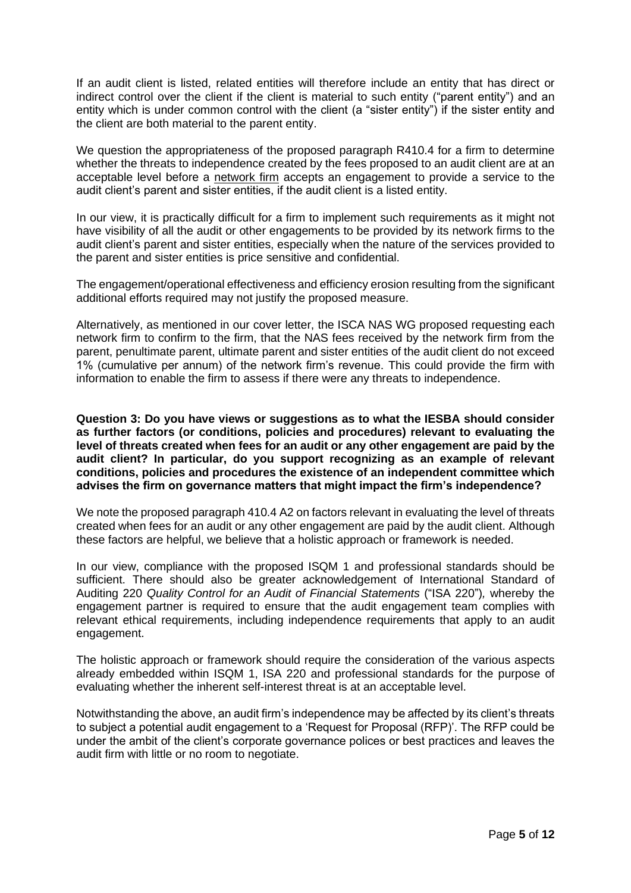If an audit client is listed, related entities will therefore include an entity that has direct or indirect control over the client if the client is material to such entity ("parent entity") and an entity which is under common control with the client (a "sister entity") if the sister entity and the client are both material to the parent entity.

We question the appropriateness of the proposed paragraph R410.4 for a firm to determine whether the threats to independence created by the fees proposed to an audit client are at an acceptable level before a network firm accepts an engagement to provide a service to the audit client's parent and sister entities, if the audit client is a listed entity.

In our view, it is practically difficult for a firm to implement such requirements as it might not have visibility of all the audit or other engagements to be provided by its network firms to the audit client's parent and sister entities, especially when the nature of the services provided to the parent and sister entities is price sensitive and confidential.

The engagement/operational effectiveness and efficiency erosion resulting from the significant additional efforts required may not justify the proposed measure.

Alternatively, as mentioned in our cover letter, the ISCA NAS WG proposed requesting each network firm to confirm to the firm, that the NAS fees received by the network firm from the parent, penultimate parent, ultimate parent and sister entities of the audit client do not exceed 1% (cumulative per annum) of the network firm's revenue. This could provide the firm with information to enable the firm to assess if there were any threats to independence.

**Question 3: Do you have views or suggestions as to what the IESBA should consider as further factors (or conditions, policies and procedures) relevant to evaluating the level of threats created when fees for an audit or any other engagement are paid by the audit client? In particular, do you support recognizing as an example of relevant conditions, policies and procedures the existence of an independent committee which advises the firm on governance matters that might impact the firm's independence?**

We note the proposed paragraph 410.4 A2 on factors relevant in evaluating the level of threats created when fees for an audit or any other engagement are paid by the audit client. Although these factors are helpful, we believe that a holistic approach or framework is needed.

In our view, compliance with the proposed ISQM 1 and professional standards should be sufficient. There should also be greater acknowledgement of International Standard of Auditing 220 *Quality Control for an Audit of Financial Statements* ("ISA 220"), whereby the engagement partner is required to ensure that the audit engagement team complies with relevant ethical requirements, including independence requirements that apply to an audit engagement.

The holistic approach or framework should require the consideration of the various aspects already embedded within ISQM 1, ISA 220 and professional standards for the purpose of evaluating whether the inherent self-interest threat is at an acceptable level.

Notwithstanding the above, an audit firm's independence may be affected by its client's threats to subject a potential audit engagement to a 'Request for Proposal (RFP)'. The RFP could be under the ambit of the client's corporate governance polices or best practices and leaves the audit firm with little or no room to negotiate.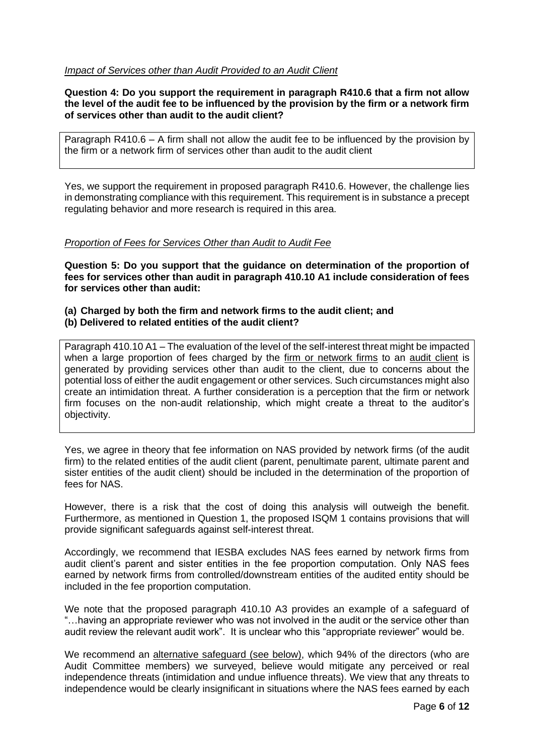*Impact of Services other than Audit Provided to an Audit Client*

**Question 4: Do you support the requirement in paragraph R410.6 that a firm not allow the level of the audit fee to be influenced by the provision by the firm or a network firm of services other than audit to the audit client?**

> Paragraph R410.6 – A firm shall not allow the audit fee to be influenced by the provision by the firm or a network firm of services other than audit to the audit client

Yes, we support the requirement in proposed paragraph R410.6. However, the challenge lies in demonstrating compliance with this requirement. This requirement is in substance a precept regulating behavior and more research is required in this area.

*Proportion of Fees for Services Other than Audit to Audit Fee*

**Question 5: Do you support that the guidance on determination of the proportion of fees for services other than audit in paragraph 410.10 A1 include consideration of fees for services other than audit:**

**(a) Charged by both the firm and network firms to the audit client; and**
**(b) Delivered to related entities of the audit client?**

> Paragraph 410.10 A1 – The evaluation of the level of the self-interest threat might be impacted when a large proportion of fees charged by the firm or network firms to an audit client is generated by providing services other than audit to the client, due to concerns about the potential loss of either the audit engagement or other services. Such circumstances might also create an intimidation threat. A further consideration is a perception that the firm or network firm focuses on the non-audit relationship, which might create a threat to the auditor's objectivity.

Yes, we agree in theory that fee information on NAS provided by network firms (of the audit firm) to the related entities of the audit client (parent, penultimate parent, ultimate parent and sister entities of the audit client) should be included in the determination of the proportion of fees for NAS.

However, there is a risk that the cost of doing this analysis will outweigh the benefit. Furthermore, as mentioned in Question 1, the proposed ISQM 1 contains provisions that will provide significant safeguards against self-interest threat.

Accordingly, we recommend that IESBA excludes NAS fees earned by network firms from audit client's parent and sister entities in the fee proportion computation. Only NAS fees earned by network firms from controlled/downstream entities of the audited entity should be included in the fee proportion computation.

We note that the proposed paragraph 410.10 A3 provides an example of a safeguard of "…having an appropriate reviewer who was not involved in the audit or the service other than audit review the relevant audit work". It is unclear who this "appropriate reviewer" would be.

We recommend an alternative safeguard (see below), which 94% of the directors (who are Audit Committee members) we surveyed, believe would mitigate any perceived or real independence threats (intimidation and undue influence threats). We view that any threats to independence would be clearly insignificant in situations where the NAS fees earned by each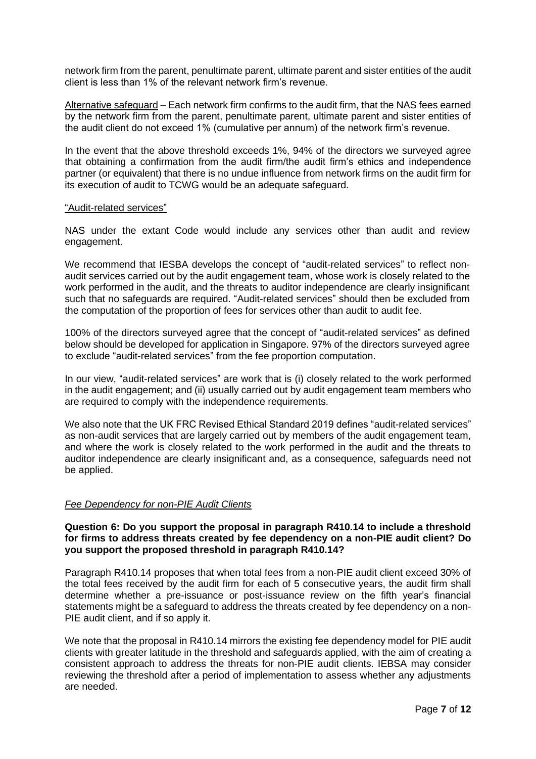network firm from the parent, penultimate parent, ultimate parent and sister entities of the audit client is less than 1% of the relevant network firm's revenue.

Alternative safeguard – Each network firm confirms to the audit firm, that the NAS fees earned by the network firm from the parent, penultimate parent, ultimate parent and sister entities of the audit client do not exceed 1% (cumulative per annum) of the network firm's revenue.

In the event that the above threshold exceeds 1%, 94% of the directors we surveyed agree that obtaining a confirmation from the audit firm/the audit firm's ethics and independence partner (or equivalent) that there is no undue influence from network firms on the audit firm for its execution of audit to TCWG would be an adequate safeguard.

"Audit-related services"

NAS under the extant Code would include any services other than audit and review engagement.

We recommend that IESBA develops the concept of "audit-related services" to reflect non-audit services carried out by the audit engagement team, whose work is closely related to the work performed in the audit, and the threats to auditor independence are clearly insignificant such that no safeguards are required. "Audit-related services" should then be excluded from the computation of the proportion of fees for services other than audit to audit fee.

100% of the directors surveyed agree that the concept of "audit-related services" as defined below should be developed for application in Singapore. 97% of the directors surveyed agree to exclude "audit-related services" from the fee proportion computation.

In our view, "audit-related services" are work that is (i) closely related to the work performed in the audit engagement; and (ii) usually carried out by audit engagement team members who are required to comply with the independence requirements.

We also note that the UK FRC Revised Ethical Standard 2019 defines "audit-related services" as non-audit services that are largely carried out by members of the audit engagement team, and where the work is closely related to the work performed in the audit and the threats to auditor independence are clearly insignificant and, as a consequence, safeguards need not be applied.

*Fee Dependency for non-PIE Audit Clients*

**Question 6: Do you support the proposal in paragraph R410.14 to include a threshold for firms to address threats created by fee dependency on a non-PIE audit client? Do you support the proposed threshold in paragraph R410.14?**

Paragraph R410.14 proposes that when total fees from a non-PIE audit client exceed 30% of the total fees received by the audit firm for each of 5 consecutive years, the audit firm shall determine whether a pre-issuance or post-issuance review on the fifth year's financial statements might be a safeguard to address the threats created by fee dependency on a non-PIE audit client, and if so apply it.

We note that the proposal in R410.14 mirrors the existing fee dependency model for PIE audit clients with greater latitude in the threshold and safeguards applied, with the aim of creating a consistent approach to address the threats for non-PIE audit clients. IEBSA may consider reviewing the threshold after a period of implementation to assess whether any adjustments are needed.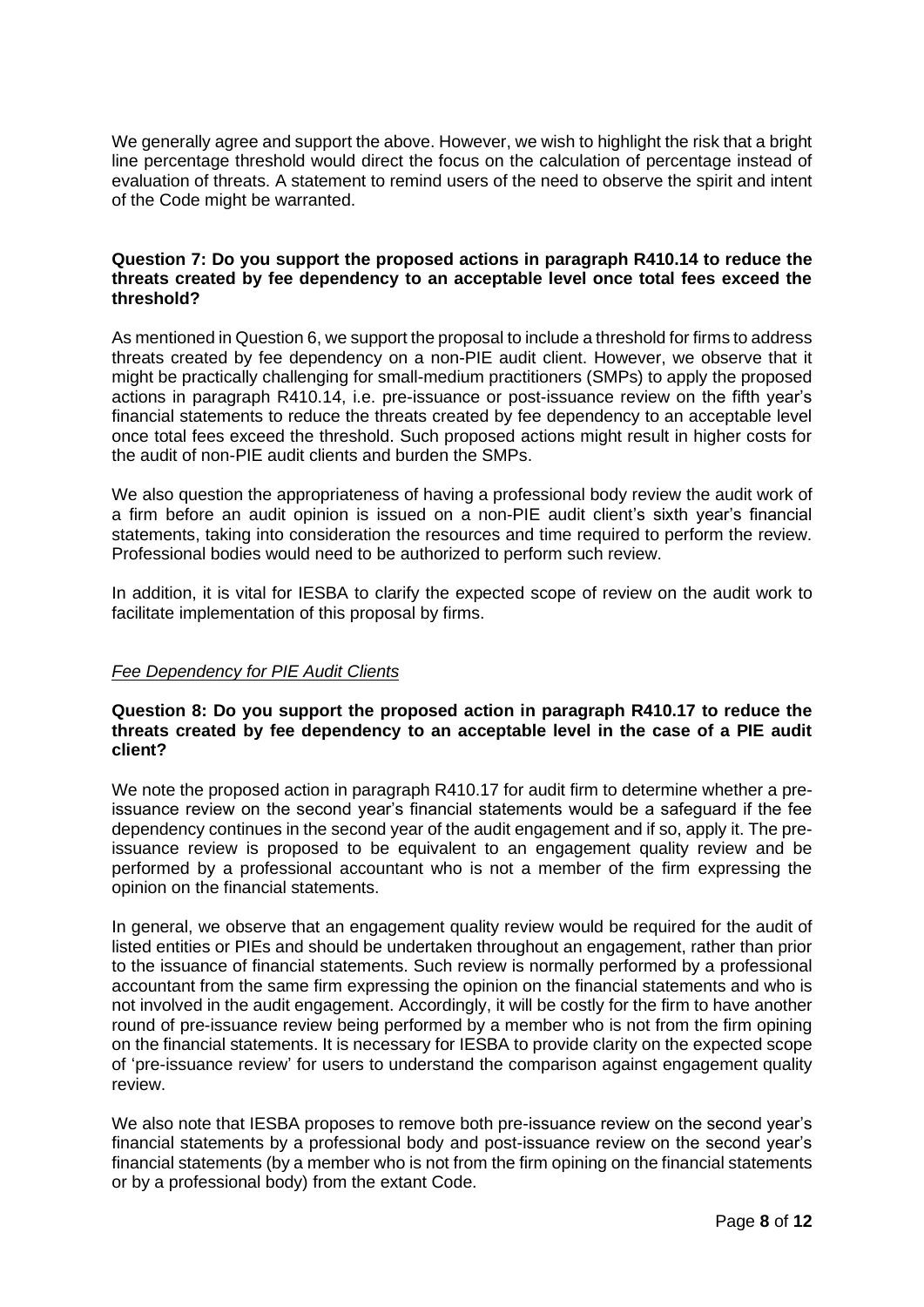We generally agree and support the above. However, we wish to highlight the risk that a bright line percentage threshold would direct the focus on the calculation of percentage instead of evaluation of threats. A statement to remind users of the need to observe the spirit and intent of the Code might be warranted.

**Question 7: Do you support the proposed actions in paragraph R410.14 to reduce the threats created by fee dependency to an acceptable level once total fees exceed the threshold?**

As mentioned in Question 6, we support the proposal to include a threshold for firms to address threats created by fee dependency on a non-PIE audit client. However, we observe that it might be practically challenging for small-medium practitioners (SMPs) to apply the proposed actions in paragraph R410.14, i.e. pre-issuance or post-issuance review on the fifth year's financial statements to reduce the threats created by fee dependency to an acceptable level once total fees exceed the threshold. Such proposed actions might result in higher costs for the audit of non-PIE audit clients and burden the SMPs.

We also question the appropriateness of having a professional body review the audit work of a firm before an audit opinion is issued on a non-PIE audit client's sixth year's financial statements, taking into consideration the resources and time required to perform the review. Professional bodies would need to be authorized to perform such review.

In addition, it is vital for IESBA to clarify the expected scope of review on the audit work to facilitate implementation of this proposal by firms.

*Fee Dependency for PIE Audit Clients*

**Question 8: Do you support the proposed action in paragraph R410.17 to reduce the threats created by fee dependency to an acceptable level in the case of a PIE audit client?**

We note the proposed action in paragraph R410.17 for audit firm to determine whether a pre-issuance review on the second year's financial statements would be a safeguard if the fee dependency continues in the second year of the audit engagement and if so, apply it. The pre-issuance review is proposed to be equivalent to an engagement quality review and be performed by a professional accountant who is not a member of the firm expressing the opinion on the financial statements.

In general, we observe that an engagement quality review would be required for the audit of listed entities or PIEs and should be undertaken throughout an engagement, rather than prior to the issuance of financial statements. Such review is normally performed by a professional accountant from the same firm expressing the opinion on the financial statements and who is not involved in the audit engagement. Accordingly, it will be costly for the firm to have another round of pre-issuance review being performed by a member who is not from the firm opining on the financial statements. It is necessary for IESBA to provide clarity on the expected scope of 'pre-issuance review' for users to understand the comparison against engagement quality review.

We also note that IESBA proposes to remove both pre-issuance review on the second year's financial statements by a professional body and post-issuance review on the second year's financial statements (by a member who is not from the firm opining on the financial statements or by a professional body) from the extant Code.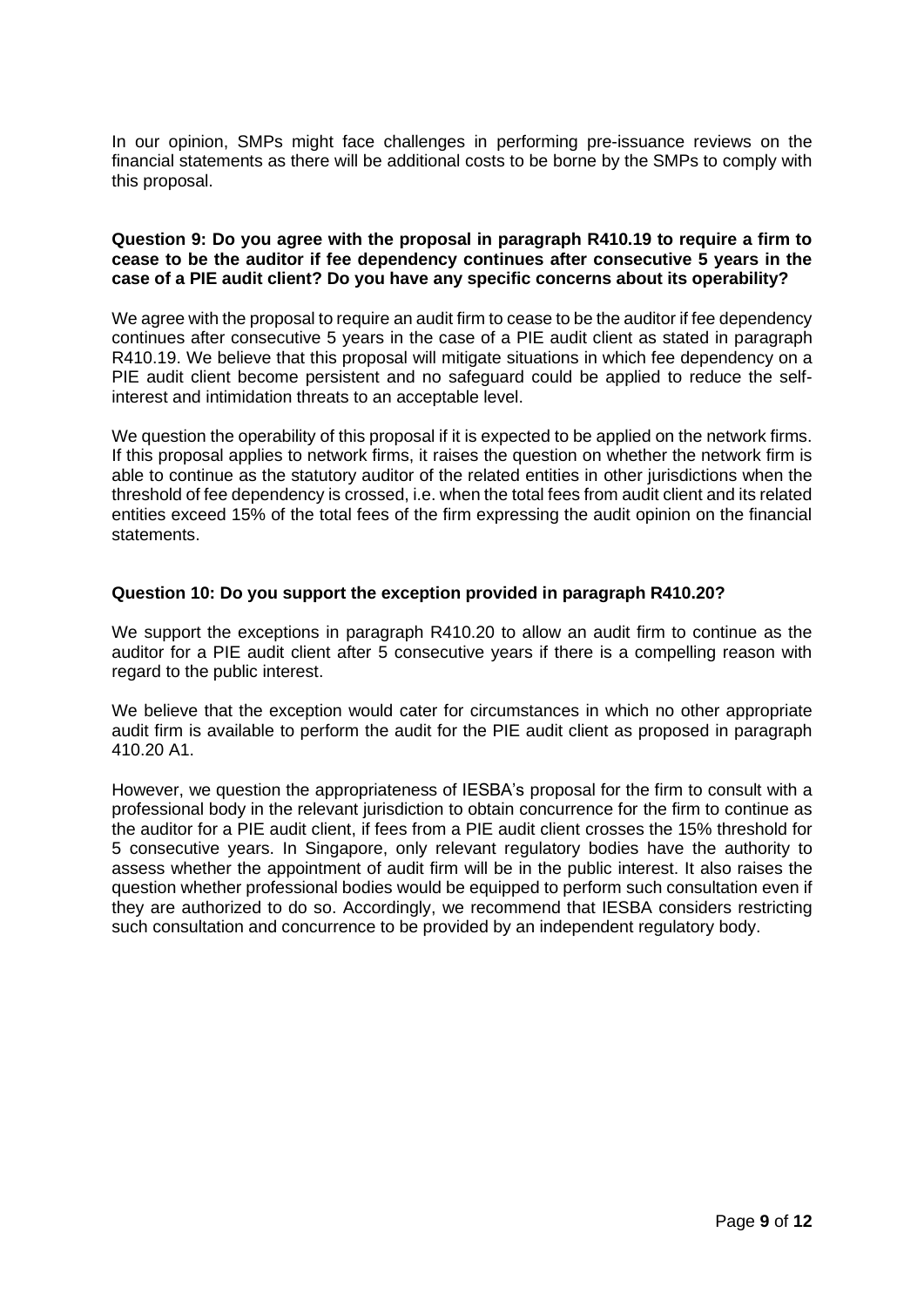In our opinion, SMPs might face challenges in performing pre-issuance reviews on the financial statements as there will be additional costs to be borne by the SMPs to comply with this proposal.

**Question 9: Do you agree with the proposal in paragraph R410.19 to require a firm to cease to be the auditor if fee dependency continues after consecutive 5 years in the case of a PIE audit client? Do you have any specific concerns about its operability?**

We agree with the proposal to require an audit firm to cease to be the auditor if fee dependency continues after consecutive 5 years in the case of a PIE audit client as stated in paragraph R410.19. We believe that this proposal will mitigate situations in which fee dependency on a PIE audit client become persistent and no safeguard could be applied to reduce the self-interest and intimidation threats to an acceptable level.

We question the operability of this proposal if it is expected to be applied on the network firms. If this proposal applies to network firms, it raises the question on whether the network firm is able to continue as the statutory auditor of the related entities in other jurisdictions when the threshold of fee dependency is crossed, i.e. when the total fees from audit client and its related entities exceed 15% of the total fees of the firm expressing the audit opinion on the financial statements.

**Question 10: Do you support the exception provided in paragraph R410.20?**

We support the exceptions in paragraph R410.20 to allow an audit firm to continue as the auditor for a PIE audit client after 5 consecutive years if there is a compelling reason with regard to the public interest.

We believe that the exception would cater for circumstances in which no other appropriate audit firm is available to perform the audit for the PIE audit client as proposed in paragraph 410.20 A1.

However, we question the appropriateness of IESBA's proposal for the firm to consult with a professional body in the relevant jurisdiction to obtain concurrence for the firm to continue as the auditor for a PIE audit client, if fees from a PIE audit client crosses the 15% threshold for 5 consecutive years. In Singapore, only relevant regulatory bodies have the authority to assess whether the appointment of audit firm will be in the public interest. It also raises the question whether professional bodies would be equipped to perform such consultation even if they are authorized to do so. Accordingly, we recommend that IESBA considers restricting such consultation and concurrence to be provided by an independent regulatory body.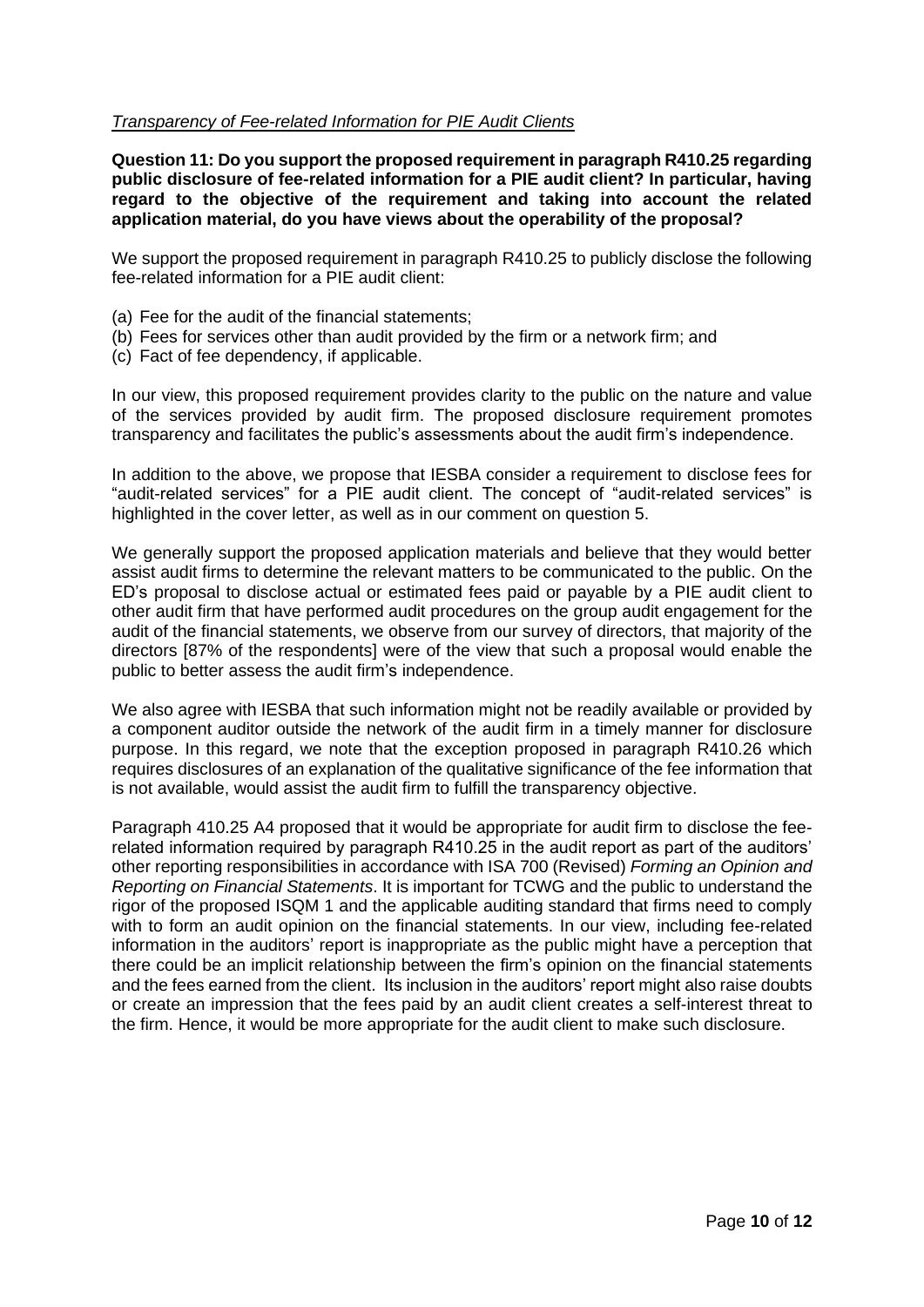*Transparency of Fee-related Information for PIE Audit Clients*

**Question 11: Do you support the proposed requirement in paragraph R410.25 regarding public disclosure of fee-related information for a PIE audit client? In particular, having regard to the objective of the requirement and taking into account the related application material, do you have views about the operability of the proposal?**

We support the proposed requirement in paragraph R410.25 to publicly disclose the following fee-related information for a PIE audit client:

(a) Fee for the audit of the financial statements;
(b) Fees for services other than audit provided by the firm or a network firm; and
(c) Fact of fee dependency, if applicable.

In our view, this proposed requirement provides clarity to the public on the nature and value of the services provided by audit firm. The proposed disclosure requirement promotes transparency and facilitates the public's assessments about the audit firm's independence.

In addition to the above, we propose that IESBA consider a requirement to disclose fees for "audit-related services" for a PIE audit client. The concept of "audit-related services" is highlighted in the cover letter, as well as in our comment on question 5.

We generally support the proposed application materials and believe that they would better assist audit firms to determine the relevant matters to be communicated to the public. On the ED's proposal to disclose actual or estimated fees paid or payable by a PIE audit client to other audit firm that have performed audit procedures on the group audit engagement for the audit of the financial statements, we observe from our survey of directors, that majority of the directors [87% of the respondents] were of the view that such a proposal would enable the public to better assess the audit firm's independence.

We also agree with IESBA that such information might not be readily available or provided by a component auditor outside the network of the audit firm in a timely manner for disclosure purpose. In this regard, we note that the exception proposed in paragraph R410.26 which requires disclosures of an explanation of the qualitative significance of the fee information that is not available, would assist the audit firm to fulfill the transparency objective.

Paragraph 410.25 A4 proposed that it would be appropriate for audit firm to disclose the fee-related information required by paragraph R410.25 in the audit report as part of the auditors' other reporting responsibilities in accordance with ISA 700 (Revised) *Forming an Opinion and Reporting on Financial Statements*. It is important for TCWG and the public to understand the rigor of the proposed ISQM 1 and the applicable auditing standard that firms need to comply with to form an audit opinion on the financial statements. In our view, including fee-related information in the auditors' report is inappropriate as the public might have a perception that there could be an implicit relationship between the firm's opinion on the financial statements and the fees earned from the client. Its inclusion in the auditors' report might also raise doubts or create an impression that the fees paid by an audit client creates a self-interest threat to the firm. Hence, it would be more appropriate for the audit client to make such disclosure.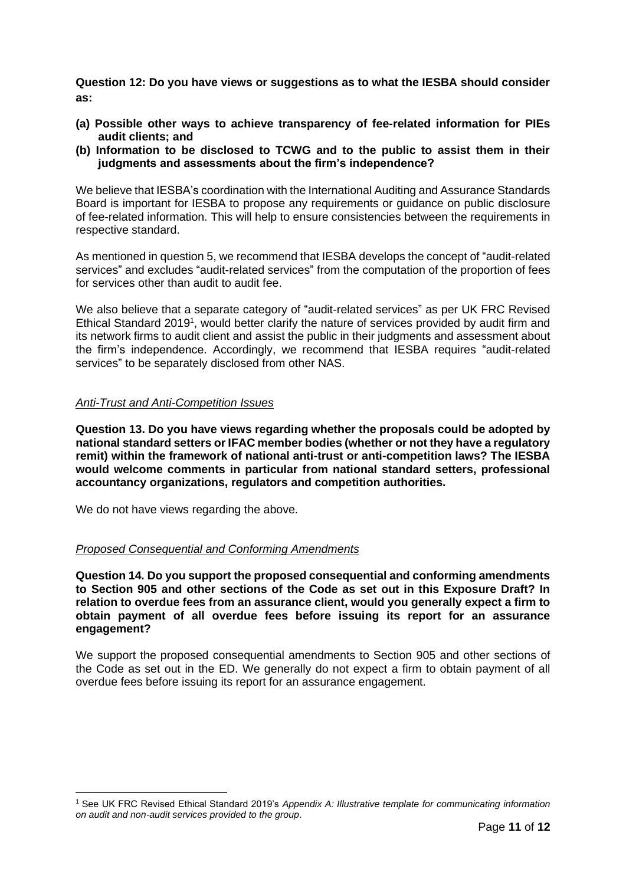**Question 12: Do you have views or suggestions as to what the IESBA should consider as:**

**(a) Possible other ways to achieve transparency of fee-related information for PIEs audit clients; and**

**(b) Information to be disclosed to TCWG and to the public to assist them in their judgments and assessments about the firm's independence?**

We believe that IESBA's coordination with the International Auditing and Assurance Standards Board is important for IESBA to propose any requirements or guidance on public disclosure of fee-related information. This will help to ensure consistencies between the requirements in respective standard.

As mentioned in question 5, we recommend that IESBA develops the concept of "audit-related services" and excludes "audit-related services" from the computation of the proportion of fees for services other than audit to audit fee.

We also believe that a separate category of "audit-related services" as per UK FRC Revised Ethical Standard 2019[1], would better clarify the nature of services provided by audit firm and its network firms to audit client and assist the public in their judgments and assessment about the firm's independence. Accordingly, we recommend that IESBA requires "audit-related services" to be separately disclosed from other NAS.

*Anti-Trust and Anti-Competition Issues*

**Question 13. Do you have views regarding whether the proposals could be adopted by national standard setters or IFAC member bodies (whether or not they have a regulatory remit) within the framework of national anti-trust or anti-competition laws? The IESBA would welcome comments in particular from national standard setters, professional accountancy organizations, regulators and competition authorities.**

We do not have views regarding the above.

*Proposed Consequential and Conforming Amendments*

**Question 14. Do you support the proposed consequential and conforming amendments to Section 905 and other sections of the Code as set out in this Exposure Draft? In relation to overdue fees from an assurance client, would you generally expect a firm to obtain payment of all overdue fees before issuing its report for an assurance engagement?**

We support the proposed consequential amendments to Section 905 and other sections of the Code as set out in the ED. We generally do not expect a firm to obtain payment of all overdue fees before issuing its report for an assurance engagement.

[1] See UK FRC Revised Ethical Standard 2019's *Appendix A: Illustrative template for communicating information on audit and non-audit services provided to the group*.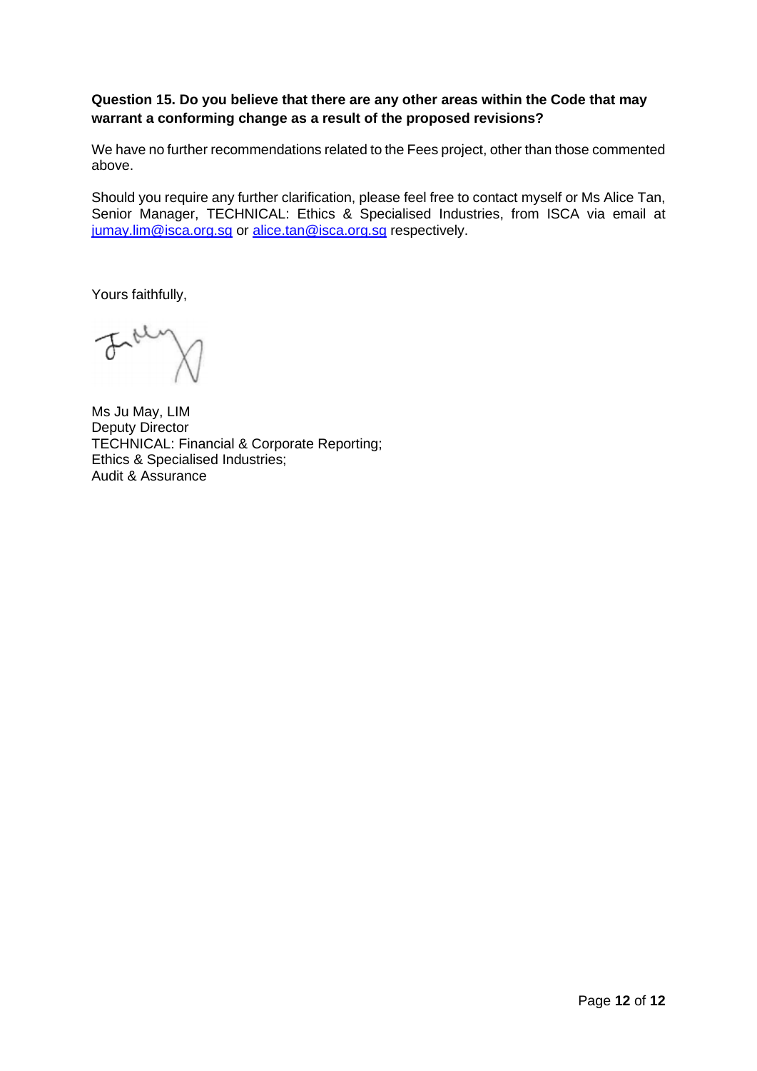**Question 15. Do you believe that there are any other areas within the Code that may warrant a conforming change as a result of the proposed revisions?**

We have no further recommendations related to the Fees project, other than those commented above.

Should you require any further clarification, please feel free to contact myself or Ms Alice Tan, Senior Manager, TECHNICAL: Ethics & Specialised Industries, from ISCA via email at [jumay.lim@isca.org.sg](mailto:jumay.lim@isca.org.sg) or [alice.tan@isca.org.sg](mailto:alice.tan@isca.org.sg) respectively.

Yours faithfully,

Ms Ju May, LIM
Deputy Director
TECHNICAL: Financial & Corporate Reporting;
Ethics & Specialised Industries;
Audit & Assurance